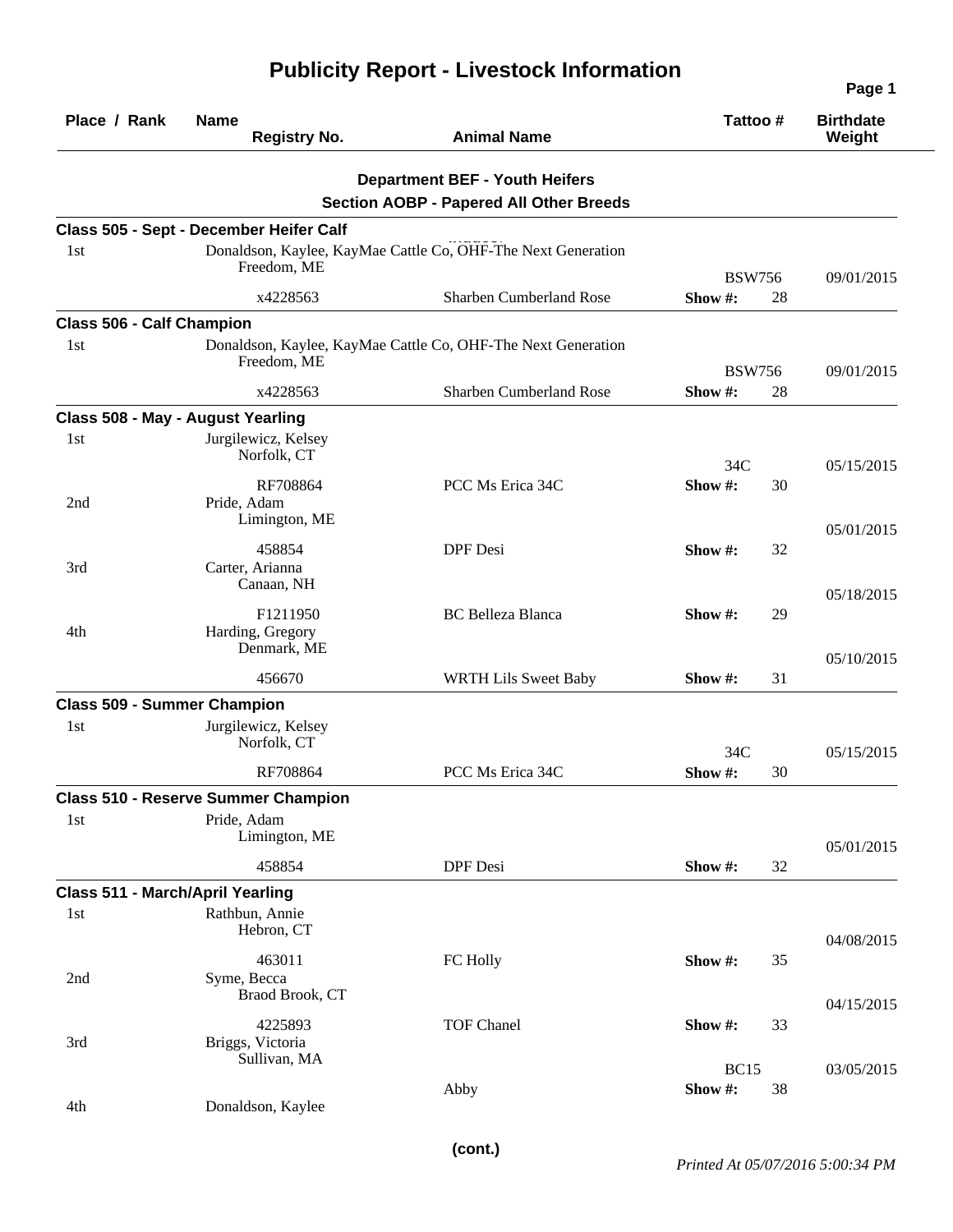# Publicity Report - Livestock Information

| Place / Rank | Name / Registry No. | Animal Name | Tattoo # | Birthdate / Weight |
|---|---|---|---|---|

## Department BEF - Youth Heifers

### Section AOBP - Papered All Other Breeds

**Class 505 - Sept - December Heifer Calf**

| Place / Rank | Name / Registry No. | Animal Name | Tattoo # | Birthdate / Weight |
|---|---|---|---|---|
| 1st | Donaldson, Kaylee, KayMae Cattle Co, OHF-The Next Generation<br>Freedom, ME | | BSW756 | 09/01/2015 |
| | x4228563 | Sharben Cumberland Rose | Show #: 28 | |

**Class 506 - Calf Champion**

| Place / Rank | Name / Registry No. | Animal Name | Tattoo # | Birthdate / Weight |
|---|---|---|---|---|
| 1st | Donaldson, Kaylee, KayMae Cattle Co, OHF-The Next Generation<br>Freedom, ME | | BSW756 | 09/01/2015 |
| | x4228563 | Sharben Cumberland Rose | Show #: 28 | |

**Class 508 - May - August Yearling**

| Place / Rank | Name / Registry No. | Animal Name | Tattoo # | Birthdate / Weight |
|---|---|---|---|---|
| 1st | Jurgilewicz, Kelsey<br>Norfolk, CT | | 34C | 05/15/2015 |
| | RF708864 | PCC Ms Erica 34C | Show #: 30 | |
| 2nd | Pride, Adam<br>Limington, ME | | | 05/01/2015 |
| | 458854 | DPF Desi | Show #: 32 | |
| 3rd | Carter, Arianna<br>Canaan, NH | | | 05/18/2015 |
| | F1211950 | BC Belleza Blanca | Show #: 29 | |
| 4th | Harding, Gregory<br>Denmark, ME | | | 05/10/2015 |
| | 456670 | WRTH Lils Sweet Baby | Show #: 31 | |

**Class 509 - Summer Champion**

| Place / Rank | Name / Registry No. | Animal Name | Tattoo # | Birthdate / Weight |
|---|---|---|---|---|
| 1st | Jurgilewicz, Kelsey<br>Norfolk, CT | | 34C | 05/15/2015 |
| | RF708864 | PCC Ms Erica 34C | Show #: 30 | |

**Class 510 - Reserve Summer Champion**

| Place / Rank | Name / Registry No. | Animal Name | Tattoo # | Birthdate / Weight |
|---|---|---|---|---|
| 1st | Pride, Adam<br>Limington, ME | | | 05/01/2015 |
| | 458854 | DPF Desi | Show #: 32 | |

**Class 511 - March/April Yearling**

| Place / Rank | Name / Registry No. | Animal Name | Tattoo # | Birthdate / Weight |
|---|---|---|---|---|
| 1st | Rathbun, Annie<br>Hebron, CT | | | 04/08/2015 |
| | 463011 | FC Holly | Show #: 35 | |
| 2nd | Syme, Becca<br>Braod Brook, CT | | | 04/15/2015 |
| | 4225893 | TOF Chanel | Show #: 33 | |
| 3rd | Briggs, Victoria<br>Sullivan, MA | | BC15 | 03/05/2015 |
| | | Abby | Show #: 38 | |
| 4th | Donaldson, Kaylee | | | |

(cont.)

*Printed At 05/07/2016 5:00:34 PM*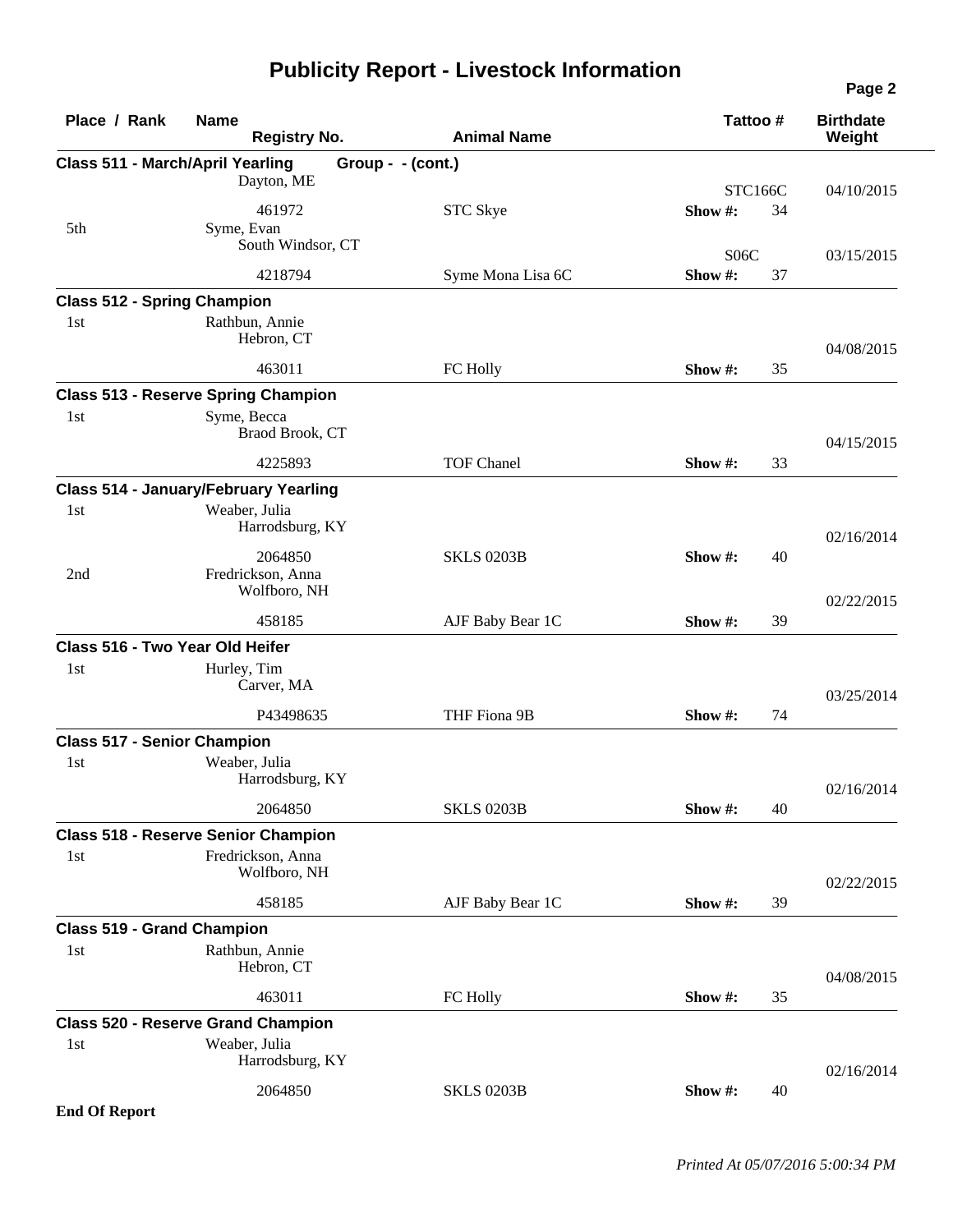# Publicity Report - Livestock Information

| Place / Rank | Name / Registry No. | Animal Name | Tattoo # | Birthdate / Weight |
|---|---|---|---|---|
| **Class 511 - March/April Yearling** | **Group - - (cont.)** | | | |
| | Dayton, ME | | STC166C | 04/10/2015 |
| | 461972 | STC Skye | Show #: 34 | |
| 5th | Syme, Evan<br>South Windsor, CT | | S06C | 03/15/2015 |
| | 4218794 | Syme Mona Lisa 6C | Show #: 37 | |
| **Class 512 - Spring Champion** | | | | |
| 1st | Rathbun, Annie<br>Hebron, CT | | | 04/08/2015 |
| | 463011 | FC Holly | Show #: 35 | |
| **Class 513 - Reserve Spring Champion** | | | | |
| 1st | Syme, Becca<br>Braod Brook, CT | | | 04/15/2015 |
| | 4225893 | TOF Chanel | Show #: 33 | |
| **Class 514 - January/February Yearling** | | | | |
| 1st | Weaber, Julia<br>Harrodsburg, KY | | | 02/16/2014 |
| | 2064850 | SKLS 0203B | Show #: 40 | |
| 2nd | Fredrickson, Anna<br>Wolfboro, NH | | | 02/22/2015 |
| | 458185 | AJF Baby Bear 1C | Show #: 39 | |
| **Class 516 - Two Year Old Heifer** | | | | |
| 1st | Hurley, Tim<br>Carver, MA | | | 03/25/2014 |
| | P43498635 | THF Fiona 9B | Show #: 74 | |
| **Class 517 - Senior Champion** | | | | |
| 1st | Weaber, Julia<br>Harrodsburg, KY | | | 02/16/2014 |
| | 2064850 | SKLS 0203B | Show #: 40 | |
| **Class 518 - Reserve Senior Champion** | | | | |
| 1st | Fredrickson, Anna<br>Wolfboro, NH | | | 02/22/2015 |
| | 458185 | AJF Baby Bear 1C | Show #: 39 | |
| **Class 519 - Grand Champion** | | | | |
| 1st | Rathbun, Annie<br>Hebron, CT | | | 04/08/2015 |
| | 463011 | FC Holly | Show #: 35 | |
| **Class 520 - Reserve Grand Champion** | | | | |
| 1st | Weaber, Julia<br>Harrodsburg, KY | | | 02/16/2014 |
| | 2064850 | SKLS 0203B | Show #: 40 | |

**End Of Report**

*Printed At 05/07/2016 5:00:34 PM*